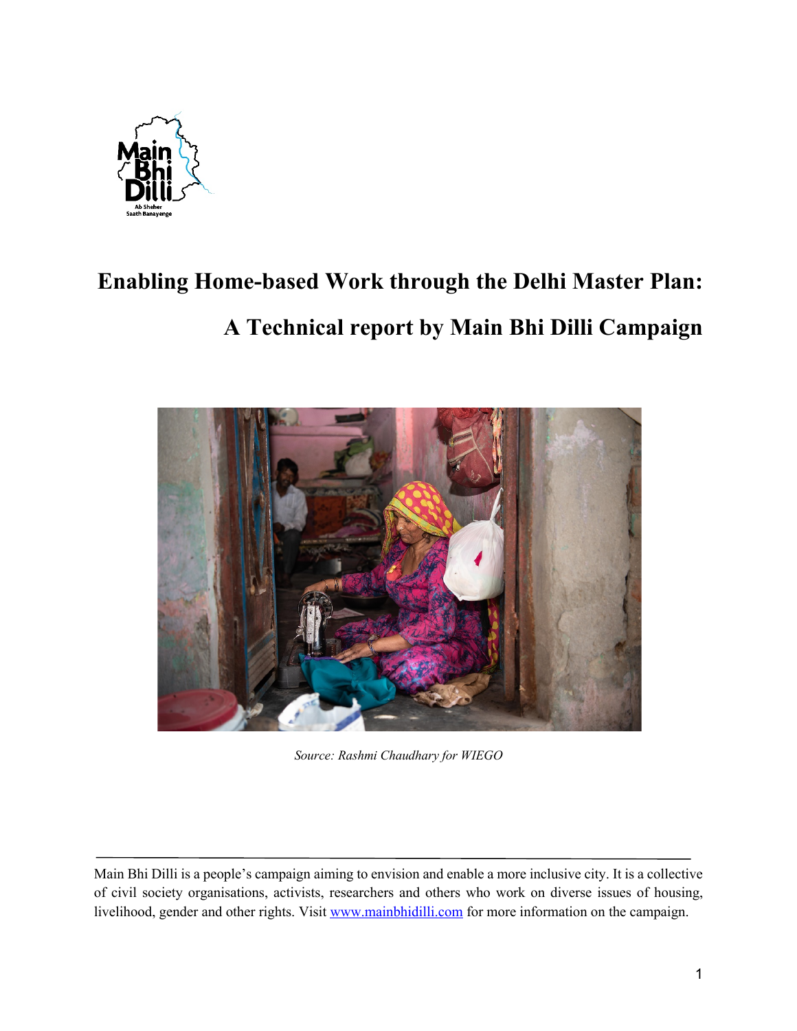# Enabling Home-based Work through the Delhi Master Plan:

# A Technical report by Main Bhi Dilli Campaign

*Source: Rashmi Chaudhary for WIEGO*

---

Main Bhi Dilli is a people's campaign aiming to envision and enable a more inclusive city. It is a collective of civil society organisations, activists, researchers and others who work on diverse issues of housing, livelihood, gender and other rights. Visit [www.mainbhidilli.com](http://www.mainbhidilli.com) for more information on the campaign.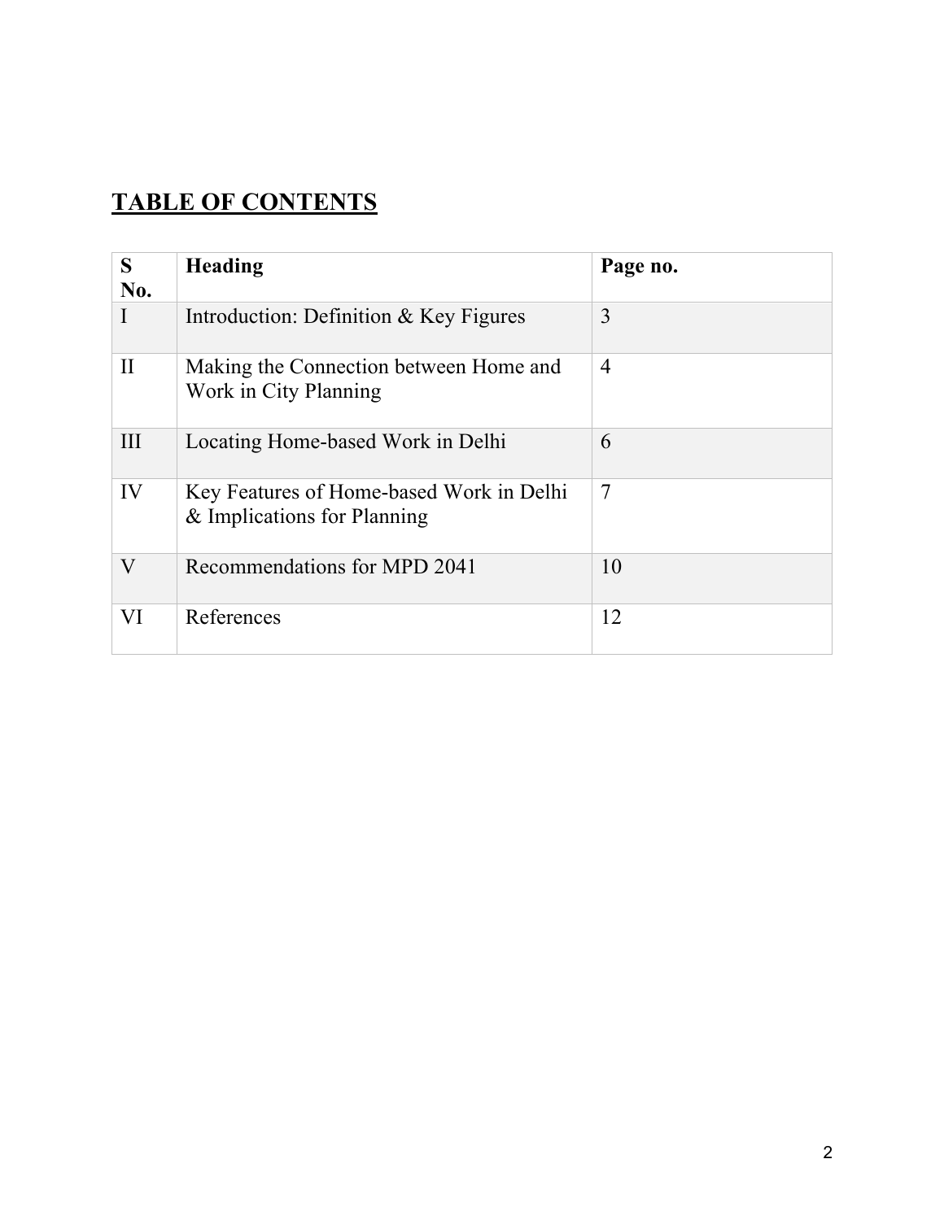## TABLE OF CONTENTS

| S No. | Heading | Page no. |
|---|---|---|
| I | Introduction: Definition & Key Figures | 3 |
| II | Making the Connection between Home and Work in City Planning | 4 |
| III | Locating Home-based Work in Delhi | 6 |
| IV | Key Features of Home-based Work in Delhi & Implications for Planning | 7 |
| V | Recommendations for MPD 2041 | 10 |
| VI | References | 12 |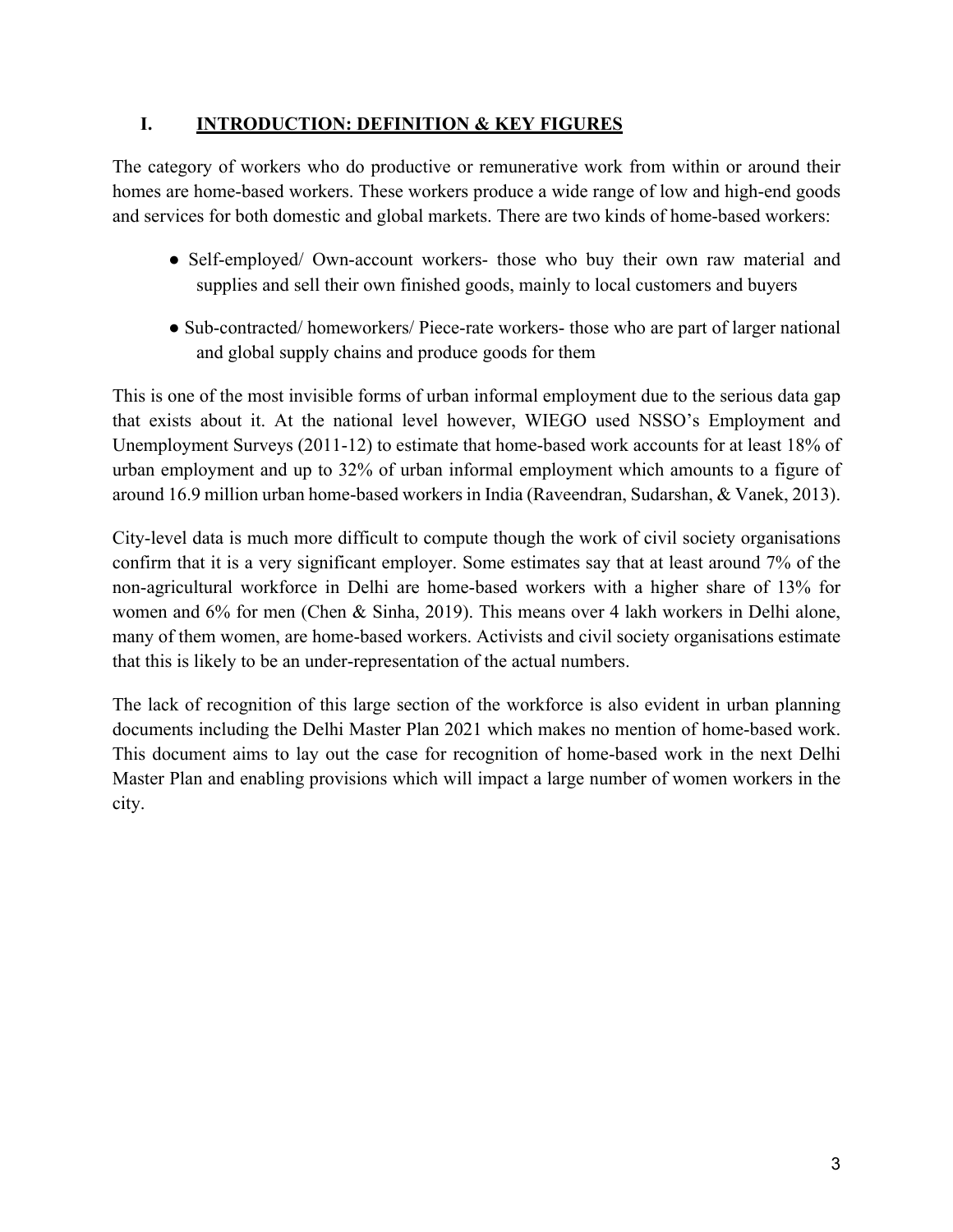## I. INTRODUCTION: DEFINITION & KEY FIGURES

The category of workers who do productive or remunerative work from within or around their homes are home-based workers. These workers produce a wide range of low and high-end goods and services for both domestic and global markets. There are two kinds of home-based workers:

- Self-employed/ Own-account workers- those who buy their own raw material and supplies and sell their own finished goods, mainly to local customers and buyers
- Sub-contracted/ homeworkers/ Piece-rate workers- those who are part of larger national and global supply chains and produce goods for them

This is one of the most invisible forms of urban informal employment due to the serious data gap that exists about it. At the national level however, WIEGO used NSSO's Employment and Unemployment Surveys (2011-12) to estimate that home-based work accounts for at least 18% of urban employment and up to 32% of urban informal employment which amounts to a figure of around 16.9 million urban home-based workers in India (Raveendran, Sudarshan, & Vanek, 2013).

City-level data is much more difficult to compute though the work of civil society organisations confirm that it is a very significant employer. Some estimates say that at least around 7% of the non-agricultural workforce in Delhi are home-based workers with a higher share of 13% for women and 6% for men (Chen & Sinha, 2019). This means over 4 lakh workers in Delhi alone, many of them women, are home-based workers. Activists and civil society organisations estimate that this is likely to be an under-representation of the actual numbers.

The lack of recognition of this large section of the workforce is also evident in urban planning documents including the Delhi Master Plan 2021 which makes no mention of home-based work. This document aims to lay out the case for recognition of home-based work in the next Delhi Master Plan and enabling provisions which will impact a large number of women workers in the city.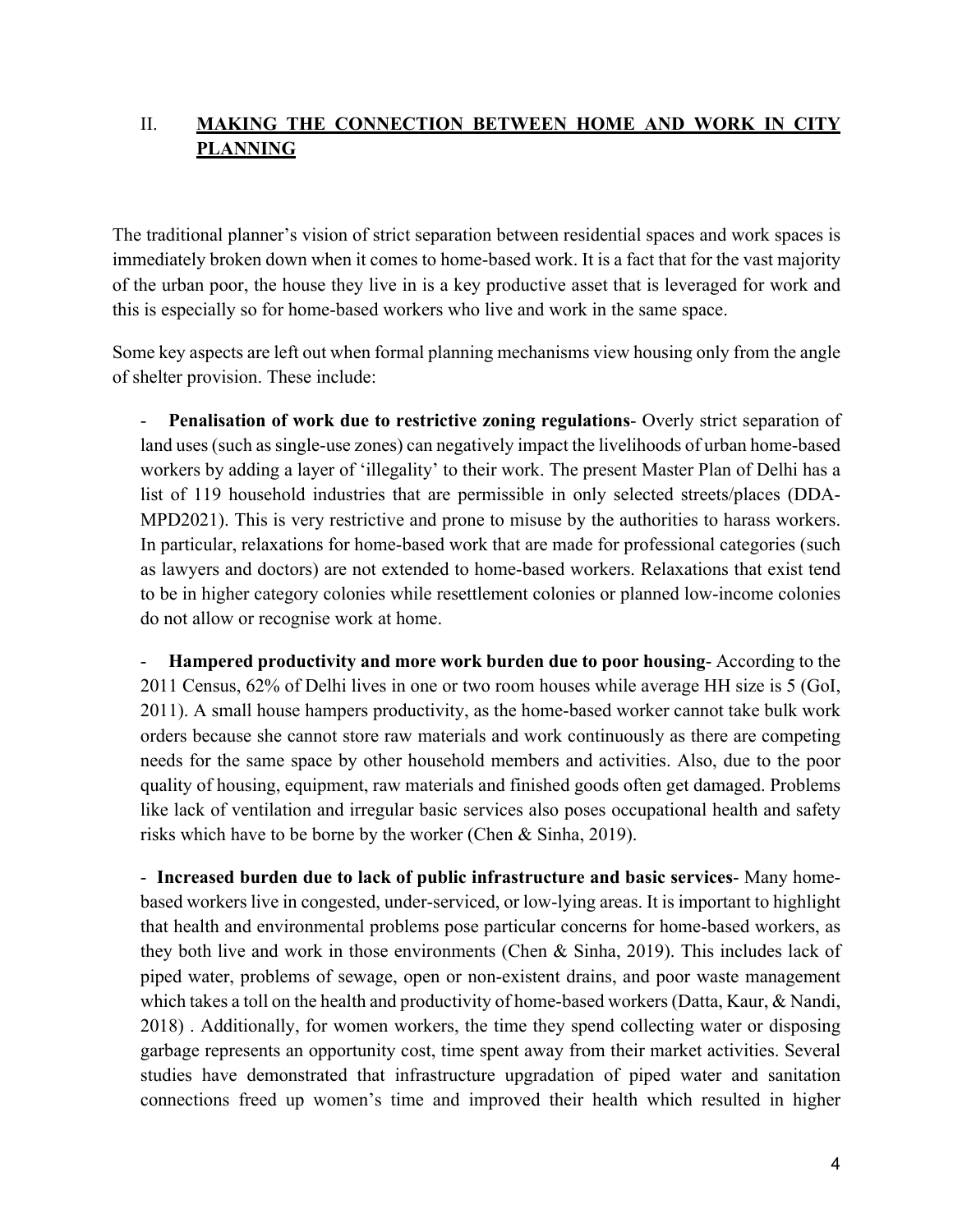## II. MAKING THE CONNECTION BETWEEN HOME AND WORK IN CITY PLANNING

The traditional planner's vision of strict separation between residential spaces and work spaces is immediately broken down when it comes to home-based work. It is a fact that for the vast majority of the urban poor, the house they live in is a key productive asset that is leveraged for work and this is especially so for home-based workers who live and work in the same space.

Some key aspects are left out when formal planning mechanisms view housing only from the angle of shelter provision. These include:

- **Penalisation of work due to restrictive zoning regulations**- Overly strict separation of land uses (such as single-use zones) can negatively impact the livelihoods of urban home-based workers by adding a layer of 'illegality' to their work. The present Master Plan of Delhi has a list of 119 household industries that are permissible in only selected streets/places (DDA-MPD2021). This is very restrictive and prone to misuse by the authorities to harass workers. In particular, relaxations for home-based work that are made for professional categories (such as lawyers and doctors) are not extended to home-based workers. Relaxations that exist tend to be in higher category colonies while resettlement colonies or planned low-income colonies do not allow or recognise work at home.

- **Hampered productivity and more work burden due to poor housing**- According to the 2011 Census, 62% of Delhi lives in one or two room houses while average HH size is 5 (GoI, 2011). A small house hampers productivity, as the home-based worker cannot take bulk work orders because she cannot store raw materials and work continuously as there are competing needs for the same space by other household members and activities. Also, due to the poor quality of housing, equipment, raw materials and finished goods often get damaged. Problems like lack of ventilation and irregular basic services also poses occupational health and safety risks which have to be borne by the worker (Chen & Sinha, 2019).

- **Increased burden due to lack of public infrastructure and basic services**- Many home-based workers live in congested, under-serviced, or low-lying areas. It is important to highlight that health and environmental problems pose particular concerns for home-based workers, as they both live and work in those environments (Chen & Sinha, 2019). This includes lack of piped water, problems of sewage, open or non-existent drains, and poor waste management which takes a toll on the health and productivity of home-based workers (Datta, Kaur, & Nandi, 2018) . Additionally, for women workers, the time they spend collecting water or disposing garbage represents an opportunity cost, time spent away from their market activities. Several studies have demonstrated that infrastructure upgradation of piped water and sanitation connections freed up women's time and improved their health which resulted in higher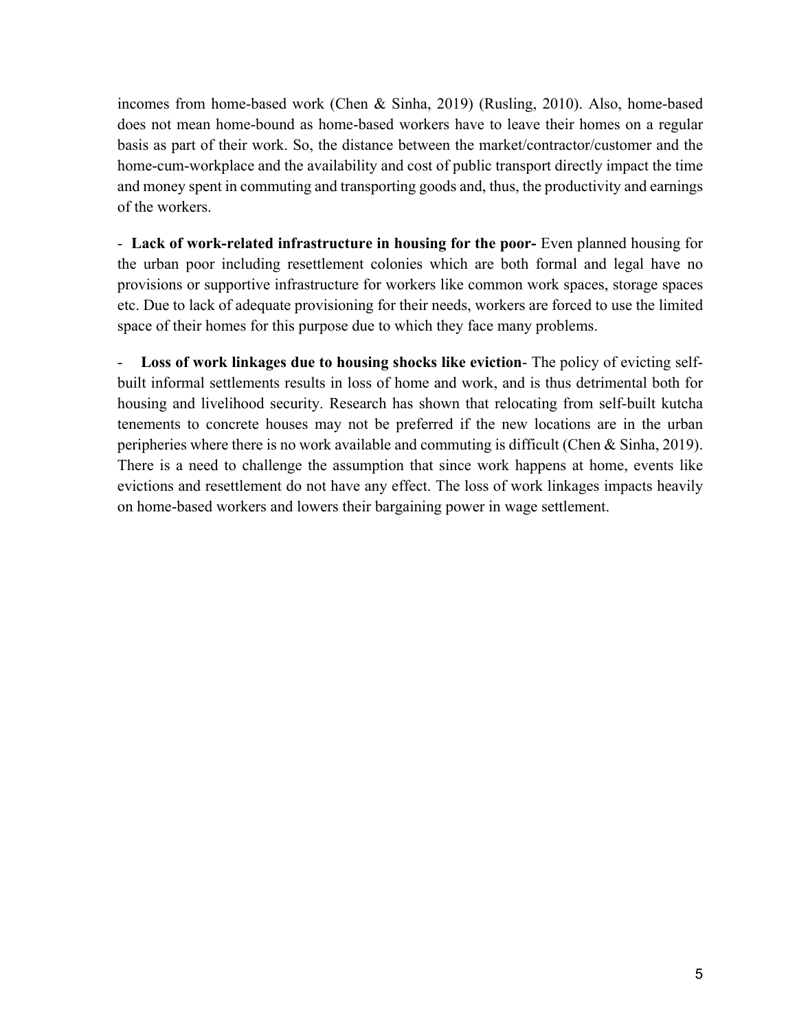incomes from home-based work (Chen & Sinha, 2019) (Rusling, 2010). Also, home-based does not mean home-bound as home-based workers have to leave their homes on a regular basis as part of their work. So, the distance between the market/contractor/customer and the home-cum-workplace and the availability and cost of public transport directly impact the time and money spent in commuting and transporting goods and, thus, the productivity and earnings of the workers.

- **Lack of work-related infrastructure in housing for the poor-** Even planned housing for the urban poor including resettlement colonies which are both formal and legal have no provisions or supportive infrastructure for workers like common work spaces, storage spaces etc. Due to lack of adequate provisioning for their needs, workers are forced to use the limited space of their homes for this purpose due to which they face many problems.

- **Loss of work linkages due to housing shocks like eviction**- The policy of evicting self-built informal settlements results in loss of home and work, and is thus detrimental both for housing and livelihood security. Research has shown that relocating from self-built kutcha tenements to concrete houses may not be preferred if the new locations are in the urban peripheries where there is no work available and commuting is difficult (Chen & Sinha, 2019). There is a need to challenge the assumption that since work happens at home, events like evictions and resettlement do not have any effect. The loss of work linkages impacts heavily on home-based workers and lowers their bargaining power in wage settlement.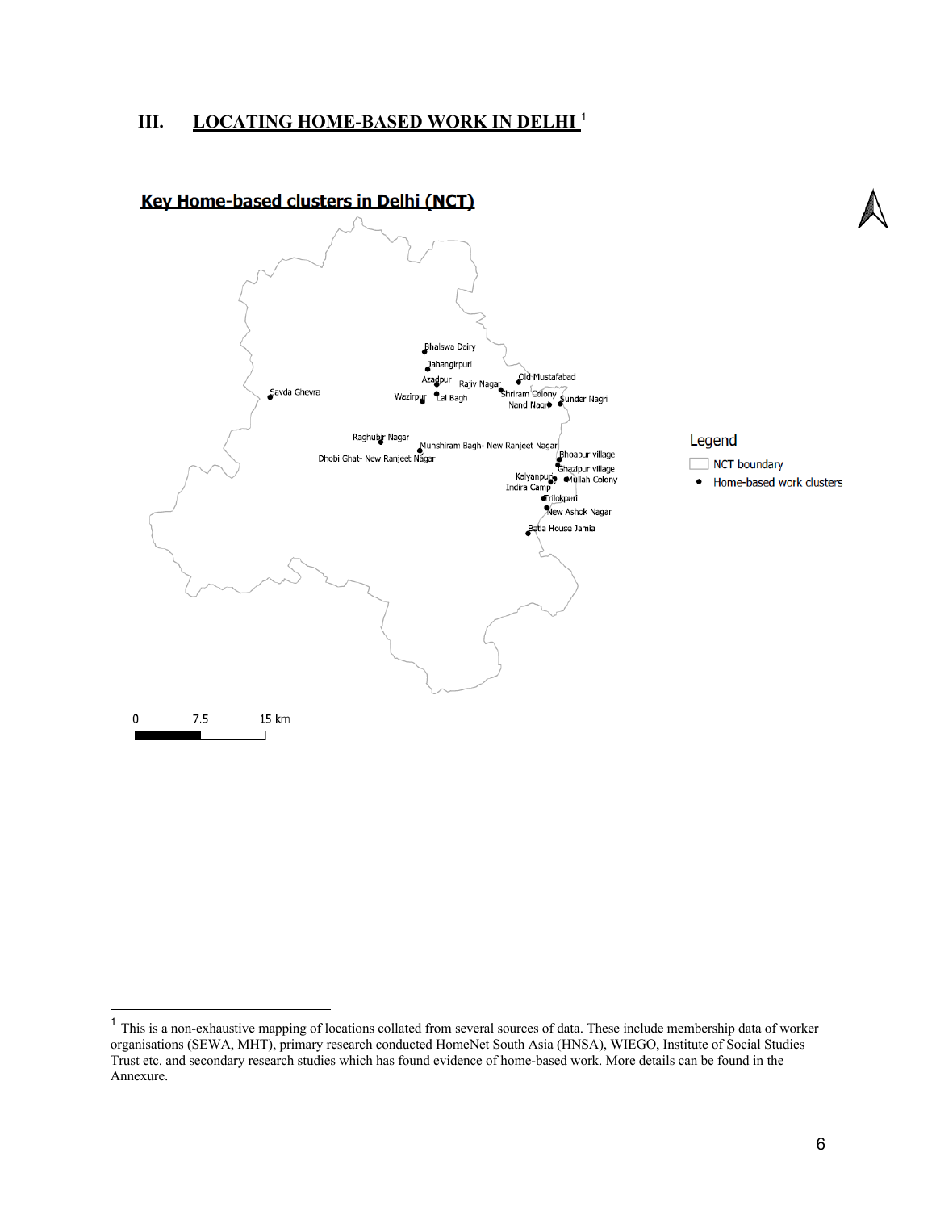## III. LOCATING HOME-BASED WORK IN DELHI [1]

**Key Home-based clusters in Delhi (NCT)**

Legend

- NCT boundary
- Home-based work clusters

Bhalswa Dairy, Jahangirpuri, Azadpur, Rajiv Nagar, Old Mustafabad, Savda Ghevra, Wazirpur, Lal Bagh, Shriram Colony, Sunder Nagri, Nand Nagri, Raghubir Nagar, Munshiram Bagh- New Ranjeet Nagar, Dhobi Ghat- New Ranjeet Nagar, Bhoapur village, Ghazipur village, Kalyanpuri, Mullah Colony, Indira Camp, Trilokpuri, New Ashok Nagar, Batla House Jamia

0 7.5 15 km

---

[1] This is a non-exhaustive mapping of locations collated from several sources of data. These include membership data of worker organisations (SEWA, MHT), primary research conducted HomeNet South Asia (HNSA), WIEGO, Institute of Social Studies Trust etc. and secondary research studies which has found evidence of home-based work. More details can be found in the Annexure.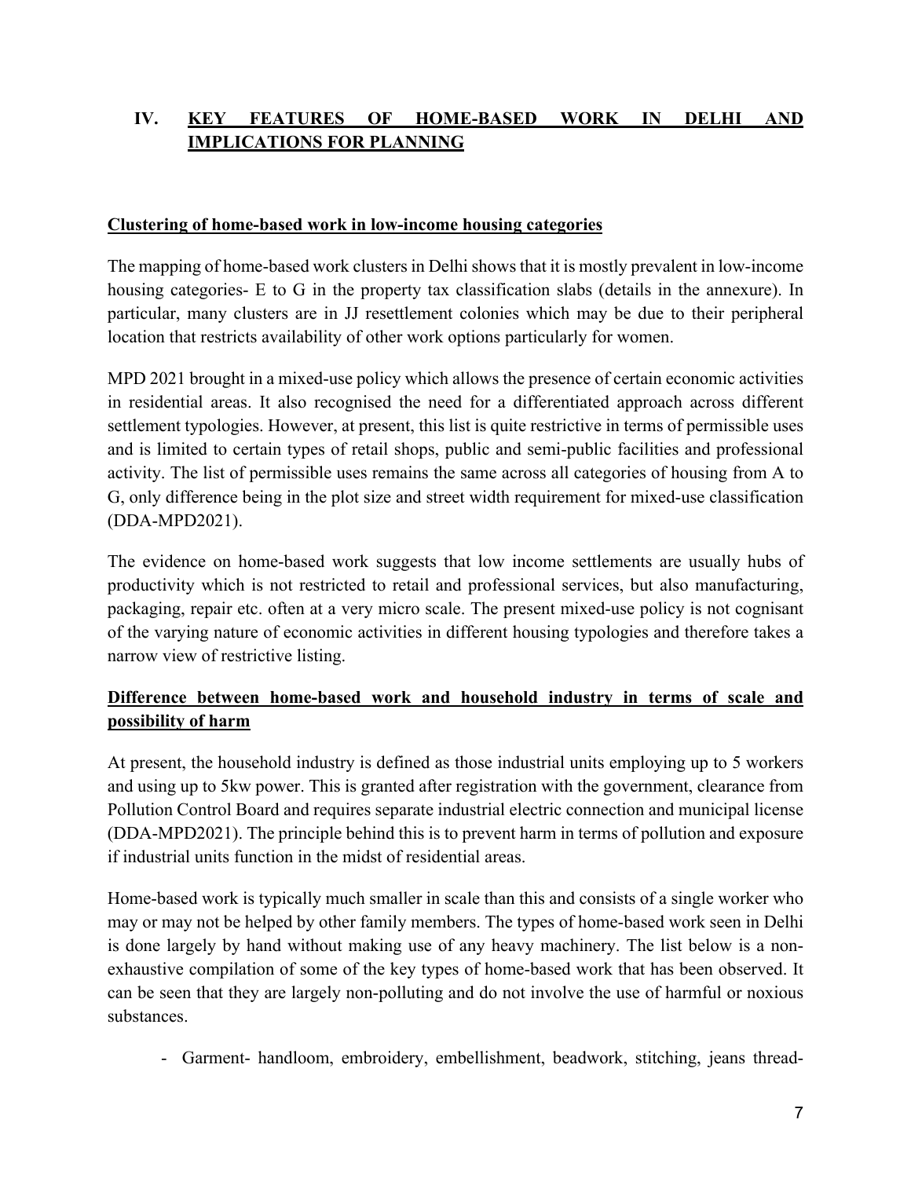## IV. KEY FEATURES OF HOME-BASED WORK IN DELHI AND IMPLICATIONS FOR PLANNING

### Clustering of home-based work in low-income housing categories

The mapping of home-based work clusters in Delhi shows that it is mostly prevalent in low-income housing categories- E to G in the property tax classification slabs (details in the annexure). In particular, many clusters are in JJ resettlement colonies which may be due to their peripheral location that restricts availability of other work options particularly for women.

MPD 2021 brought in a mixed-use policy which allows the presence of certain economic activities in residential areas. It also recognised the need for a differentiated approach across different settlement typologies. However, at present, this list is quite restrictive in terms of permissible uses and is limited to certain types of retail shops, public and semi-public facilities and professional activity. The list of permissible uses remains the same across all categories of housing from A to G, only difference being in the plot size and street width requirement for mixed-use classification (DDA-MPD2021).

The evidence on home-based work suggests that low income settlements are usually hubs of productivity which is not restricted to retail and professional services, but also manufacturing, packaging, repair etc. often at a very micro scale. The present mixed-use policy is not cognisant of the varying nature of economic activities in different housing typologies and therefore takes a narrow view of restrictive listing.

### Difference between home-based work and household industry in terms of scale and possibility of harm

At present, the household industry is defined as those industrial units employing up to 5 workers and using up to 5kw power. This is granted after registration with the government, clearance from Pollution Control Board and requires separate industrial electric connection and municipal license (DDA-MPD2021). The principle behind this is to prevent harm in terms of pollution and exposure if industrial units function in the midst of residential areas.

Home-based work is typically much smaller in scale than this and consists of a single worker who may or may not be helped by other family members. The types of home-based work seen in Delhi is done largely by hand without making use of any heavy machinery. The list below is a non-exhaustive compilation of some of the key types of home-based work that has been observed. It can be seen that they are largely non-polluting and do not involve the use of harmful or noxious substances.

- Garment- handloom, embroidery, embellishment, beadwork, stitching, jeans thread-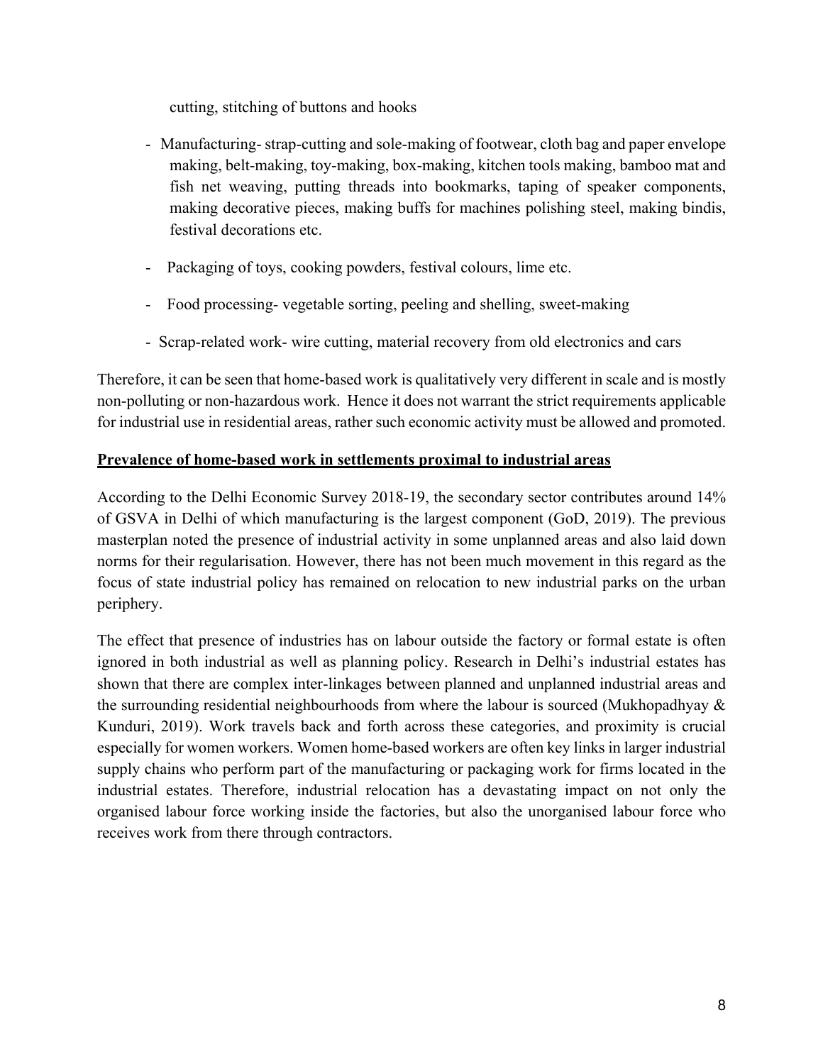cutting, stitching of buttons and hooks

- Manufacturing- strap-cutting and sole-making of footwear, cloth bag and paper envelope making, belt-making, toy-making, box-making, kitchen tools making, bamboo mat and fish net weaving, putting threads into bookmarks, taping of speaker components, making decorative pieces, making buffs for machines polishing steel, making bindis, festival decorations etc.
- Packaging of toys, cooking powders, festival colours, lime etc.
- Food processing- vegetable sorting, peeling and shelling, sweet-making
- Scrap-related work- wire cutting, material recovery from old electronics and cars

Therefore, it can be seen that home-based work is qualitatively very different in scale and is mostly non-polluting or non-hazardous work. Hence it does not warrant the strict requirements applicable for industrial use in residential areas, rather such economic activity must be allowed and promoted.

**Prevalence of home-based work in settlements proximal to industrial areas**

According to the Delhi Economic Survey 2018-19, the secondary sector contributes around 14% of GSVA in Delhi of which manufacturing is the largest component (GoD, 2019). The previous masterplan noted the presence of industrial activity in some unplanned areas and also laid down norms for their regularisation. However, there has not been much movement in this regard as the focus of state industrial policy has remained on relocation to new industrial parks on the urban periphery.

The effect that presence of industries has on labour outside the factory or formal estate is often ignored in both industrial as well as planning policy. Research in Delhi's industrial estates has shown that there are complex inter-linkages between planned and unplanned industrial areas and the surrounding residential neighbourhoods from where the labour is sourced (Mukhopadhyay & Kunduri, 2019). Work travels back and forth across these categories, and proximity is crucial especially for women workers. Women home-based workers are often key links in larger industrial supply chains who perform part of the manufacturing or packaging work for firms located in the industrial estates. Therefore, industrial relocation has a devastating impact on not only the organised labour force working inside the factories, but also the unorganised labour force who receives work from there through contractors.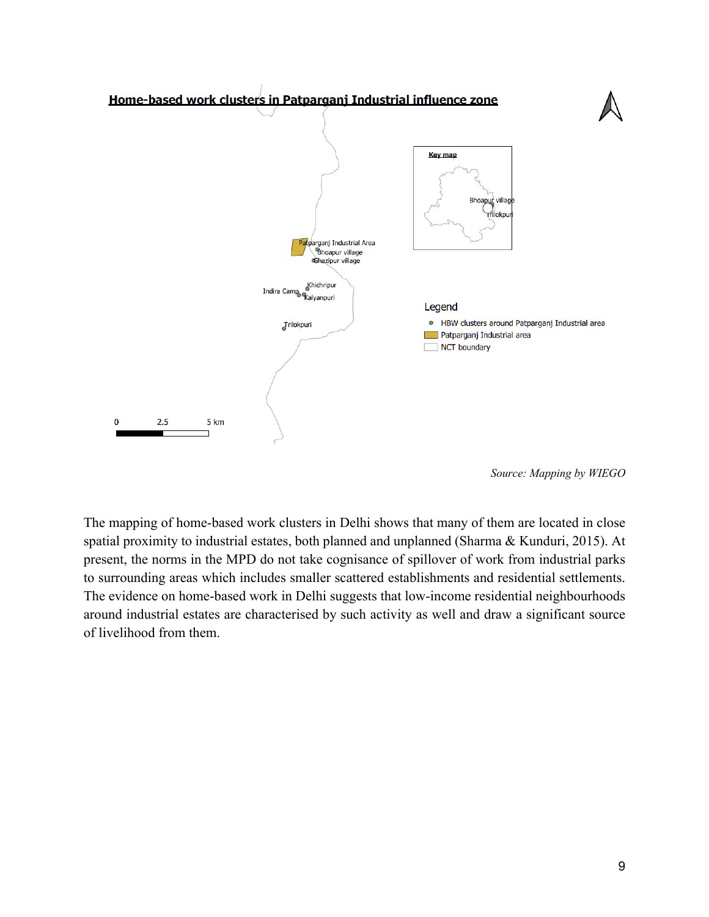**Home-based work clusters in Patparganj Industrial influence zone**

*Source: Mapping by WIEGO*

The mapping of home-based work clusters in Delhi shows that many of them are located in close spatial proximity to industrial estates, both planned and unplanned (Sharma & Kunduri, 2015). At present, the norms in the MPD do not take cognisance of spillover of work from industrial parks to surrounding areas which includes smaller scattered establishments and residential settlements. The evidence on home-based work in Delhi suggests that low-income residential neighbourhoods around industrial estates are characterised by such activity as well and draw a significant source of livelihood from them.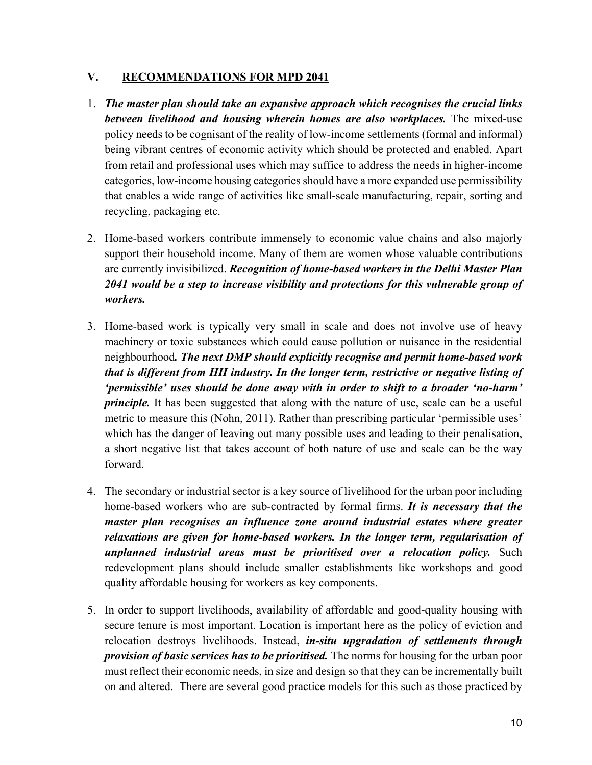## V. RECOMMENDATIONS FOR MPD 2041

1. ***The master plan should take an expansive approach which recognises the crucial links between livelihood and housing wherein homes are also workplaces.*** The mixed-use policy needs to be cognisant of the reality of low-income settlements (formal and informal) being vibrant centres of economic activity which should be protected and enabled. Apart from retail and professional uses which may suffice to address the needs in higher-income categories, low-income housing categories should have a more expanded use permissibility that enables a wide range of activities like small-scale manufacturing, repair, sorting and recycling, packaging etc.

2. Home-based workers contribute immensely to economic value chains and also majorly support their household income. Many of them are women whose valuable contributions are currently invisibilized. ***Recognition of home-based workers in the Delhi Master Plan 2041 would be a step to increase visibility and protections for this vulnerable group of workers.***

3. Home-based work is typically very small in scale and does not involve use of heavy machinery or toxic substances which could cause pollution or nuisance in the residential neighbourhood***. The next DMP should explicitly recognise and permit home-based work that is different from HH industry. In the longer term, restrictive or negative listing of 'permissible' uses should be done away with in order to shift to a broader 'no-harm' principle.*** It has been suggested that along with the nature of use, scale can be a useful metric to measure this (Nohn, 2011). Rather than prescribing particular 'permissible uses' which has the danger of leaving out many possible uses and leading to their penalisation, a short negative list that takes account of both nature of use and scale can be the way forward.

4. The secondary or industrial sector is a key source of livelihood for the urban poor including home-based workers who are sub-contracted by formal firms. ***It is necessary that the master plan recognises an influence zone around industrial estates where greater relaxations are given for home-based workers. In the longer term, regularisation of unplanned industrial areas must be prioritised over a relocation policy.*** Such redevelopment plans should include smaller establishments like workshops and good quality affordable housing for workers as key components.

5. In order to support livelihoods, availability of affordable and good-quality housing with secure tenure is most important. Location is important here as the policy of eviction and relocation destroys livelihoods. Instead, ***in-situ upgradation of settlements through provision of basic services has to be prioritised.*** The norms for housing for the urban poor must reflect their economic needs, in size and design so that they can be incrementally built on and altered. There are several good practice models for this such as those practiced by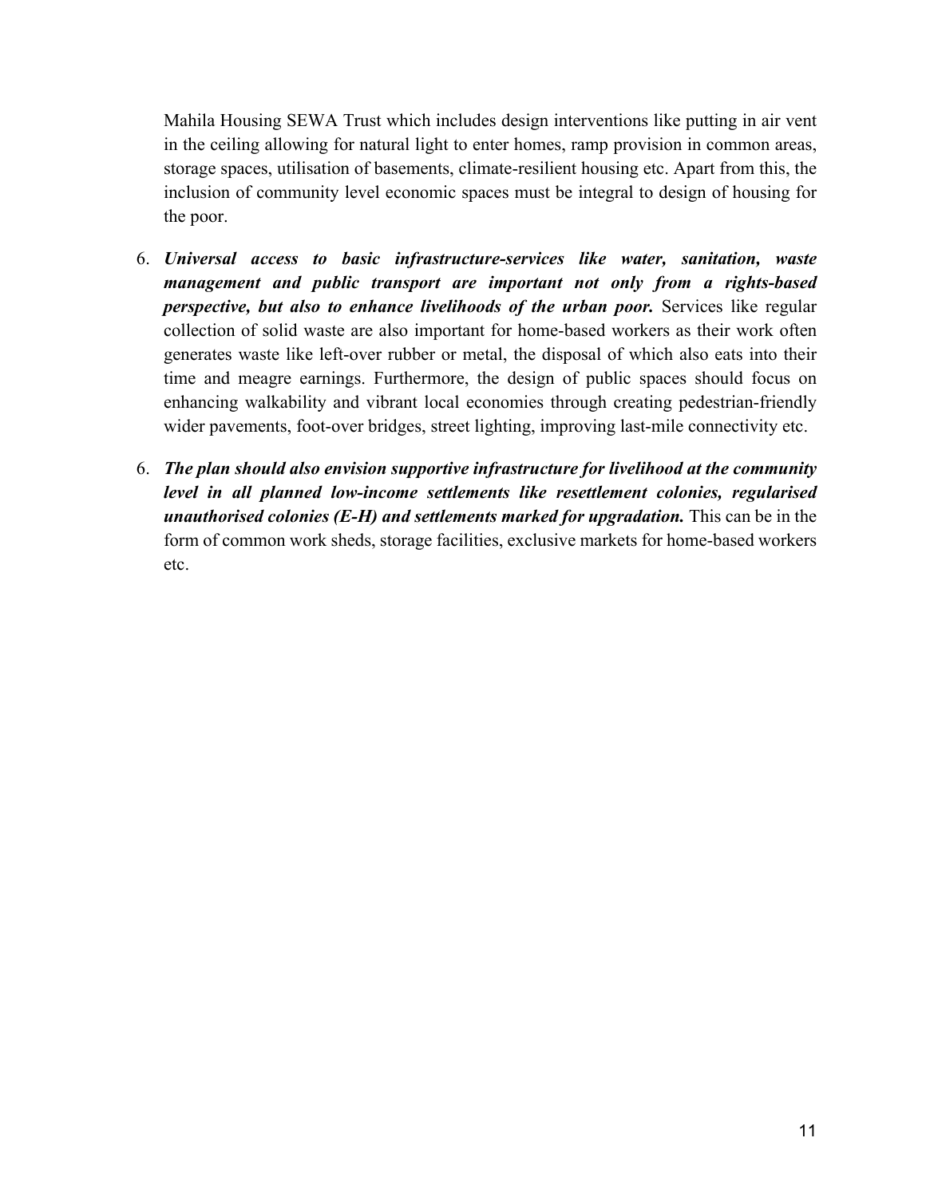Mahila Housing SEWA Trust which includes design interventions like putting in air vent in the ceiling allowing for natural light to enter homes, ramp provision in common areas, storage spaces, utilisation of basements, climate-resilient housing etc. Apart from this, the inclusion of community level economic spaces must be integral to design of housing for the poor.

6. ***Universal access to basic infrastructure-services like water, sanitation, waste management and public transport are important not only from a rights-based perspective, but also to enhance livelihoods of the urban poor.*** Services like regular collection of solid waste are also important for home-based workers as their work often generates waste like left-over rubber or metal, the disposal of which also eats into their time and meagre earnings. Furthermore, the design of public spaces should focus on enhancing walkability and vibrant local economies through creating pedestrian-friendly wider pavements, foot-over bridges, street lighting, improving last-mile connectivity etc.

6. ***The plan should also envision supportive infrastructure for livelihood at the community level in all planned low-income settlements like resettlement colonies, regularised unauthorised colonies (E-H) and settlements marked for upgradation.*** This can be in the form of common work sheds, storage facilities, exclusive markets for home-based workers etc.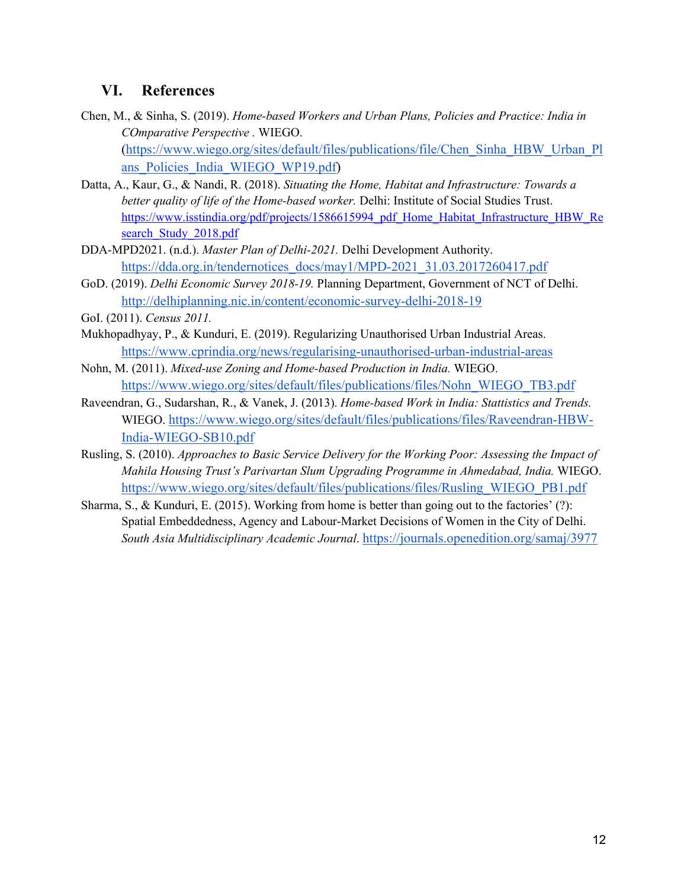## VI. References

Chen, M., & Sinha, S. (2019). *Home-based Workers and Urban Plans, Policies and Practice: India in COmparative Perspective .* WIEGO. (https://www.wiego.org/sites/default/files/publications/file/Chen_Sinha_HBW_Urban_Plans_Policies_India_WIEGO_WP19.pdf)

Datta, A., Kaur, G., & Nandi, R. (2018). *Situating the Home, Habitat and Infrastructure: Towards a better quality of life of the Home-based worker.* Delhi: Institute of Social Studies Trust. https://www.isstindia.org/pdf/projects/1586615994_pdf_Home_Habitat_Infrastructure_HBW_Research_Study_2018.pdf

DDA-MPD2021. (n.d.). *Master Plan of Delhi-2021.* Delhi Development Authority. https://dda.org.in/tendernotices_docs/may1/MPD-2021_31.03.2017260417.pdf

GoD. (2019). *Delhi Economic Survey 2018-19.* Planning Department, Government of NCT of Delhi. http://delhiplanning.nic.in/content/economic-survey-delhi-2018-19

GoI. (2011). *Census 2011.*

Mukhopadhyay, P., & Kunduri, E. (2019). Regularizing Unauthorised Urban Industrial Areas. https://www.cprindia.org/news/regularising-unauthorised-urban-industrial-areas

Nohn, M. (2011). *Mixed-use Zoning and Home-based Production in India.* WIEGO. https://www.wiego.org/sites/default/files/publications/files/Nohn_WIEGO_TB3.pdf

Raveendran, G., Sudarshan, R., & Vanek, J. (2013). *Home-based Work in India: Stattistics and Trends.* WIEGO. https://www.wiego.org/sites/default/files/publications/files/Raveendran-HBW-India-WIEGO-SB10.pdf

Rusling, S. (2010). *Approaches to Basic Service Delivery for the Working Poor: Assessing the Impact of Mahila Housing Trust's Parivartan Slum Upgrading Programme in Ahmedabad, India.* WIEGO. https://www.wiego.org/sites/default/files/publications/files/Rusling_WIEGO_PB1.pdf

Sharma, S., & Kunduri, E. (2015). Working from home is better than going out to the factories' (?): Spatial Embeddedness, Agency and Labour-Market Decisions of Women in the City of Delhi. *South Asia Multidisciplinary Academic Journal*. https://journals.openedition.org/samaj/3977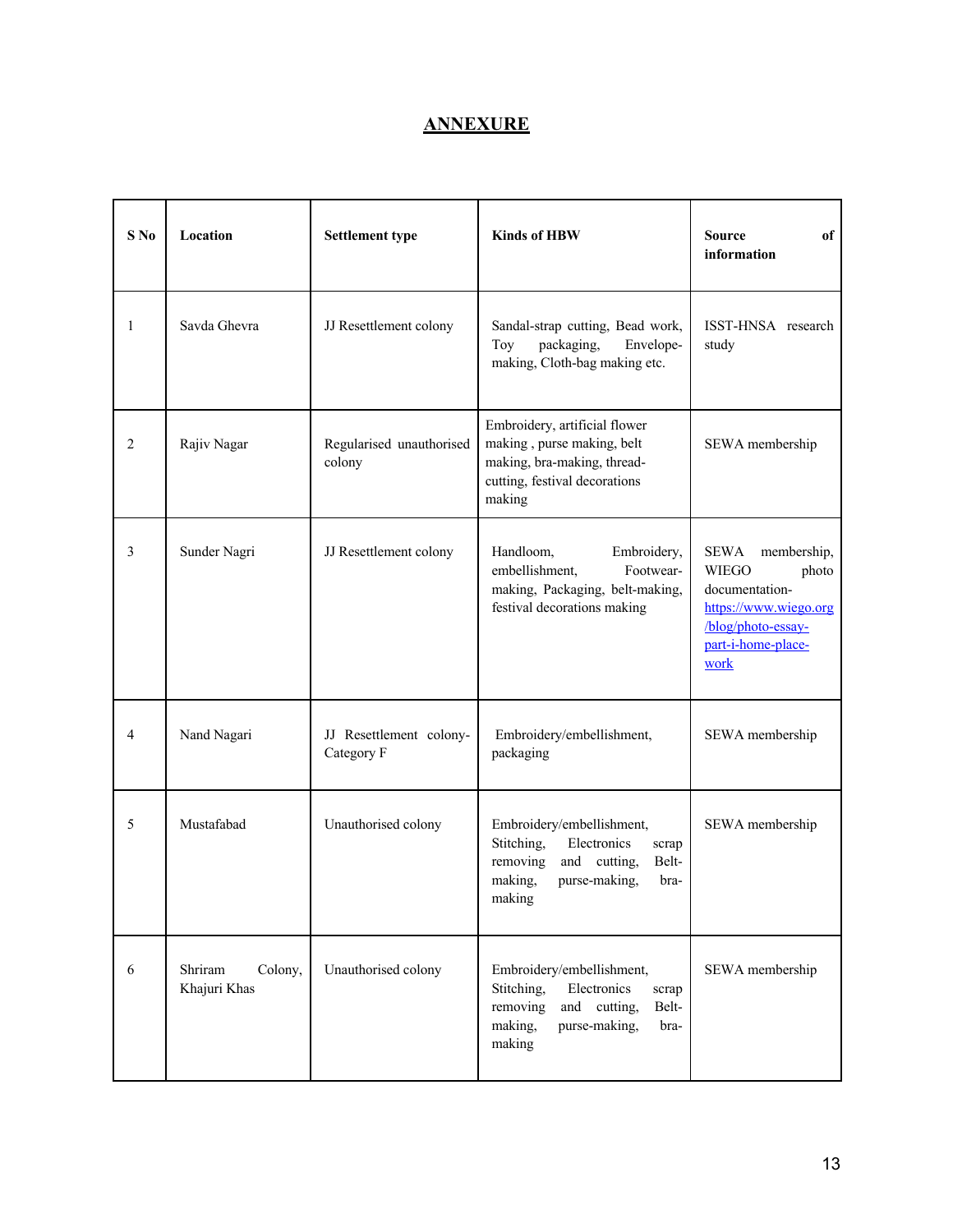# ANNEXURE

| S No | Location | Settlement type | Kinds of HBW | Source of information |
|---|---|---|---|---|
| 1 | Savda Ghevra | JJ Resettlement colony | Sandal-strap cutting, Bead work, Toy packaging, Envelope-making, Cloth-bag making etc. | ISST-HNSA research study |
| 2 | Rajiv Nagar | Regularised unauthorised colony | Embroidery, artificial flower making , purse making, belt making, bra-making, thread-cutting, festival decorations making | SEWA membership |
| 3 | Sunder Nagri | JJ Resettlement colony | Handloom, Embroidery, embellishment, Footwear-making, Packaging, belt-making, festival decorations making | SEWA membership, WIEGO photo documentation- [https://www.wiego.org/blog/photo-essay-part-i-home-place-work](https://www.wiego.org/blog/photo-essay-part-i-home-place-work) |
| 4 | Nand Nagari | JJ Resettlement colony-Category F | Embroidery/embellishment, packaging | SEWA membership |
| 5 | Mustafabad | Unauthorised colony | Embroidery/embellishment, Stitching, Electronics scrap removing and cutting, Belt-making, purse-making, bra-making | SEWA membership |
| 6 | Shriram Colony, Khajuri Khas | Unauthorised colony | Embroidery/embellishment, Stitching, Electronics scrap removing and cutting, Belt-making, purse-making, bra-making | SEWA membership |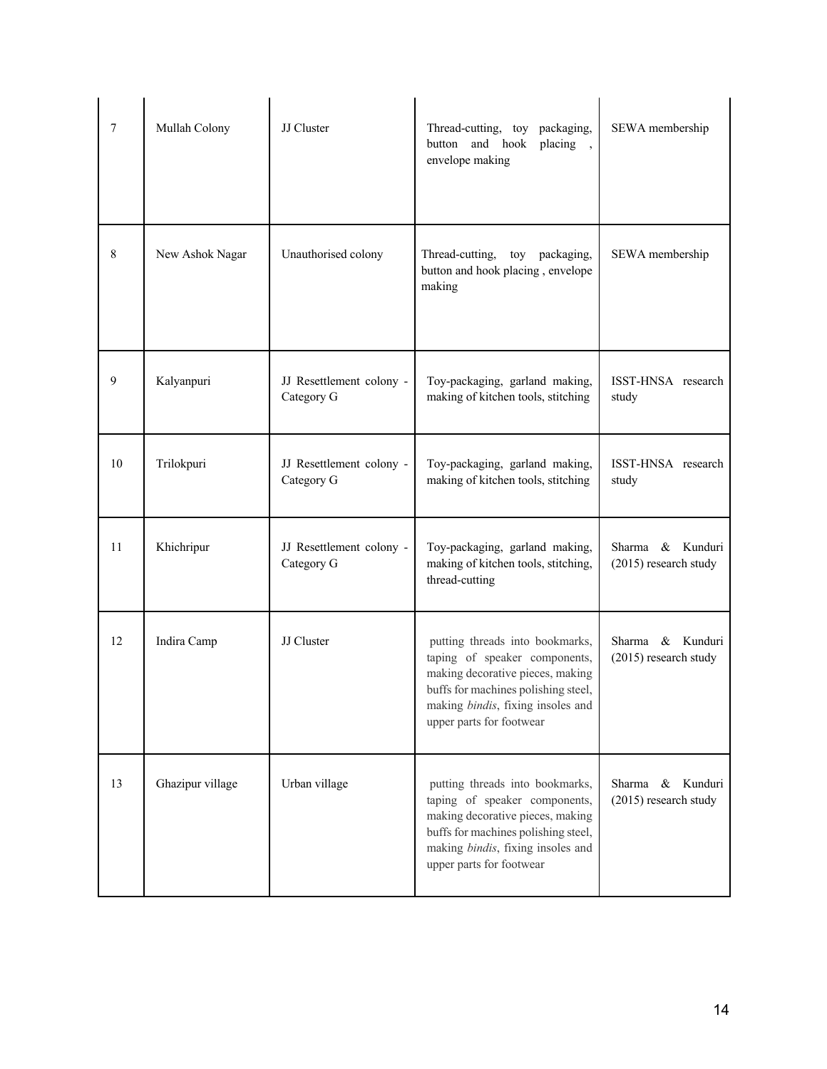| 7 | Mullah Colony | JJ Cluster | Thread-cutting, toy packaging, button and hook placing , envelope making | SEWA membership |
|---|---|---|---|---|
| 8 | New Ashok Nagar | Unauthorised colony | Thread-cutting, toy packaging, button and hook placing , envelope making | SEWA membership |
| 9 | Kalyanpuri | JJ Resettlement colony - Category G | Toy-packaging, garland making, making of kitchen tools, stitching | ISST-HNSA research study |
| 10 | Trilokpuri | JJ Resettlement colony - Category G | Toy-packaging, garland making, making of kitchen tools, stitching | ISST-HNSA research study |
| 11 | Khichripur | JJ Resettlement colony - Category G | Toy-packaging, garland making, making of kitchen tools, stitching, thread-cutting | Sharma & Kunduri (2015) research study |
| 12 | Indira Camp | JJ Cluster | putting threads into bookmarks, taping of speaker components, making decorative pieces, making buffs for machines polishing steel, making *bindis*, fixing insoles and upper parts for footwear | Sharma & Kunduri (2015) research study |
| 13 | Ghazipur village | Urban village | putting threads into bookmarks, taping of speaker components, making decorative pieces, making buffs for machines polishing steel, making *bindis*, fixing insoles and upper parts for footwear | Sharma & Kunduri (2015) research study |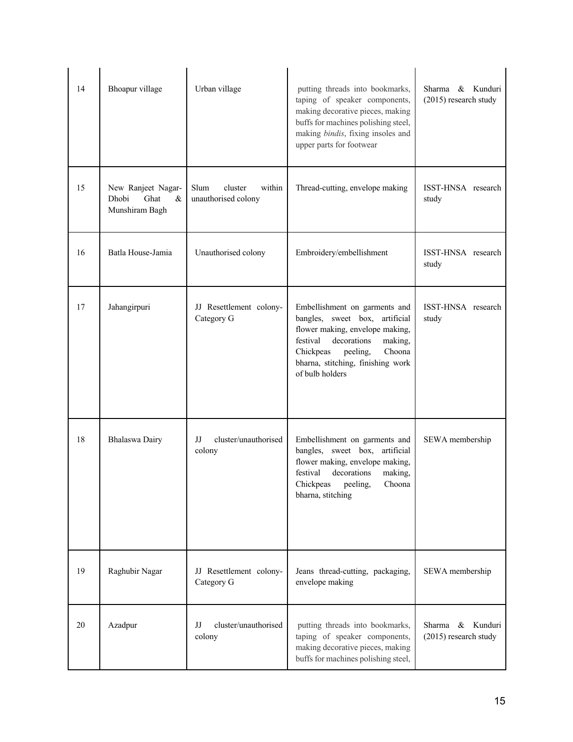| 14 | Bhoapur village | Urban village | putting threads into bookmarks, taping of speaker components, making decorative pieces, making buffs for machines polishing steel, making *bindis*, fixing insoles and upper parts for footwear | Sharma & Kunduri (2015) research study |
|---|---|---|---|---|
| 15 | New Ranjeet Nagar-Dhobi Ghat & Munshiram Bagh | Slum cluster within unauthorised colony | Thread-cutting, envelope making | ISST-HNSA research study |
| 16 | Batla House-Jamia | Unauthorised colony | Embroidery/embellishment | ISST-HNSA research study |
| 17 | Jahangirpuri | JJ Resettlement colony-Category G | Embellishment on garments and bangles, sweet box, artificial flower making, envelope making, festival decorations making, Chickpeas peeling, Choona bharna, stitching, finishing work of bulb holders | ISST-HNSA research study |
| 18 | Bhalaswa Dairy | JJ cluster/unauthorised colony | Embellishment on garments and bangles, sweet box, artificial flower making, envelope making, festival decorations making, Chickpeas peeling, Choona bharna, stitching | SEWA membership |
| 19 | Raghubir Nagar | JJ Resettlement colony-Category G | Jeans thread-cutting, packaging, envelope making | SEWA membership |
| 20 | Azadpur | JJ cluster/unauthorised colony | putting threads into bookmarks, taping of speaker components, making decorative pieces, making buffs for machines polishing steel, | Sharma & Kunduri (2015) research study |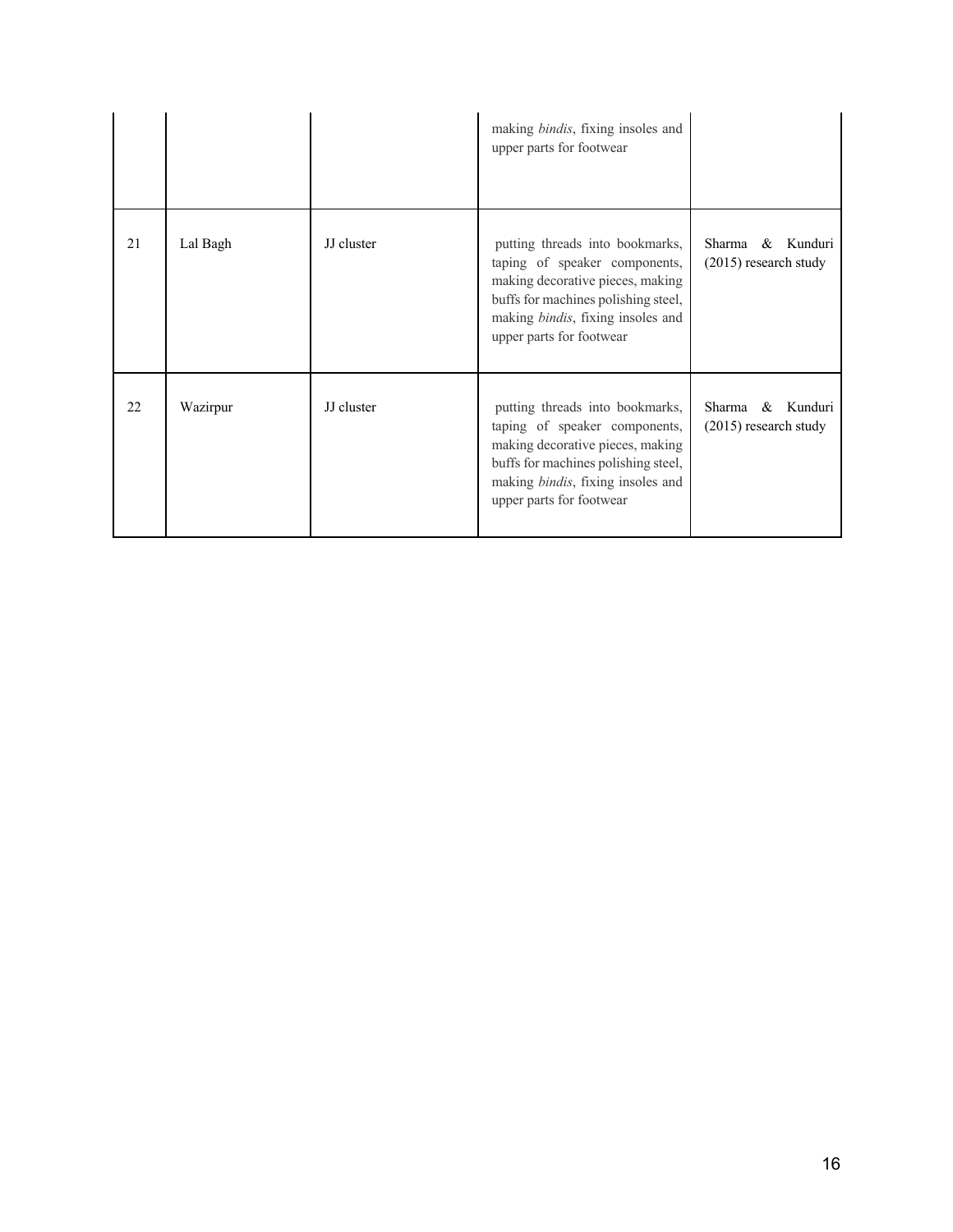| | | | | |
|---|---|---|---|---|
| | | | making *bindis*, fixing insoles and upper parts for footwear | |
| 21 | Lal Bagh | JJ cluster | putting threads into bookmarks, taping of speaker components, making decorative pieces, making buffs for machines polishing steel, making *bindis*, fixing insoles and upper parts for footwear | Sharma & Kunduri (2015) research study |
| 22 | Wazirpur | JJ cluster | putting threads into bookmarks, taping of speaker components, making decorative pieces, making buffs for machines polishing steel, making *bindis*, fixing insoles and upper parts for footwear | Sharma & Kunduri (2015) research study |